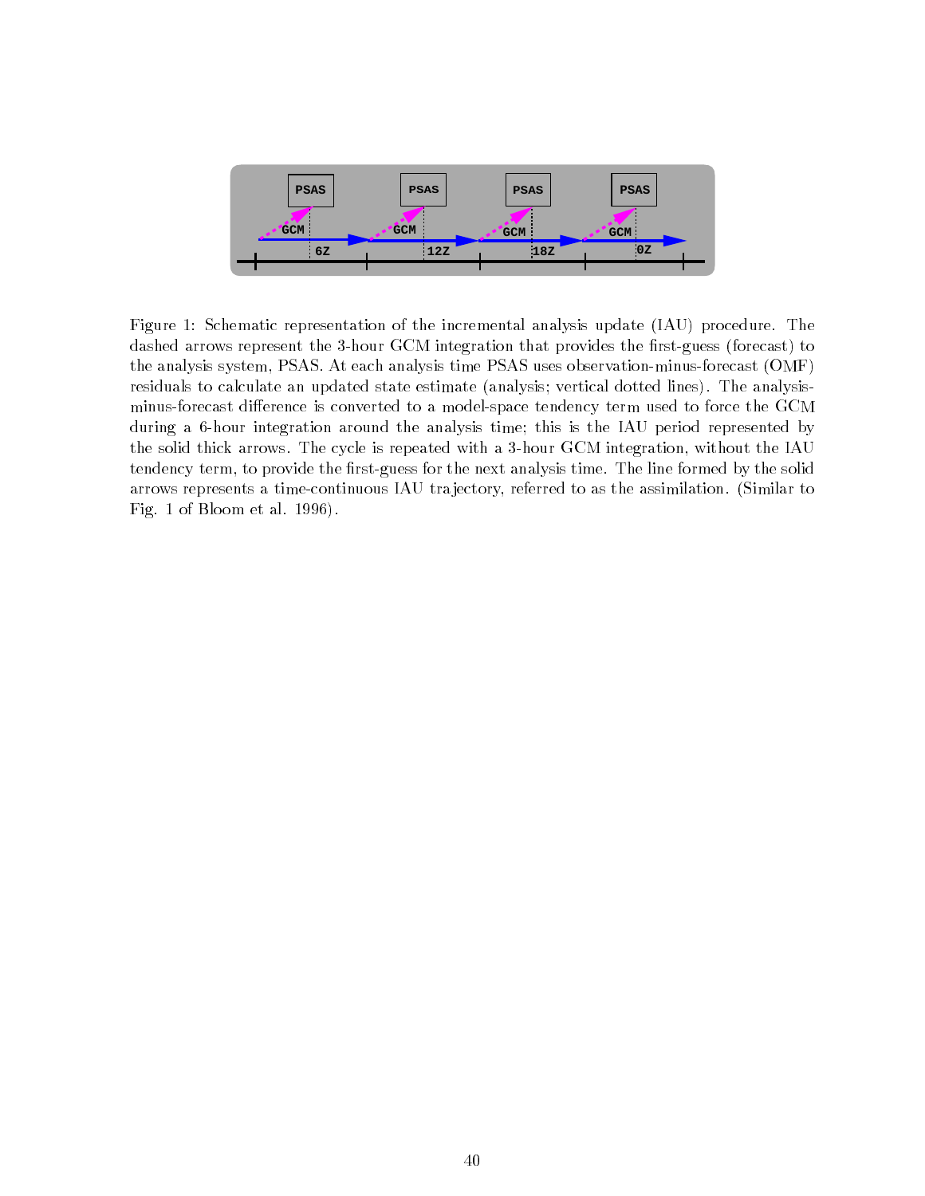Figure 1: Schematic representation of the incremental analysis update (IAU) procedure. The dashed arrows represent the 3-hour GCM integration that provides the first-guess (forecast) to the analysis system, PSAS. At each analysis time PSAS uses observation-minus-forecast (OMF) residuals to calculate an updated state estimate (analysis; vertical dotted lines). The analysis-minus-forecast difference is converted to a model-space tendency term used to force the GCM during a 6-hour integration around the analysis time; this is the IAU period represented by the solid thick arrows. The cycle is repeated with a 3-hour GCM integration, without the IAU tendency term, to provide the first-guess for the next analysis time. The line formed by the solid arrows represents a time-continuous IAU trajectory, referred to as the assimilation. (Similar to Fig. 1 of Bloom et al. 1996).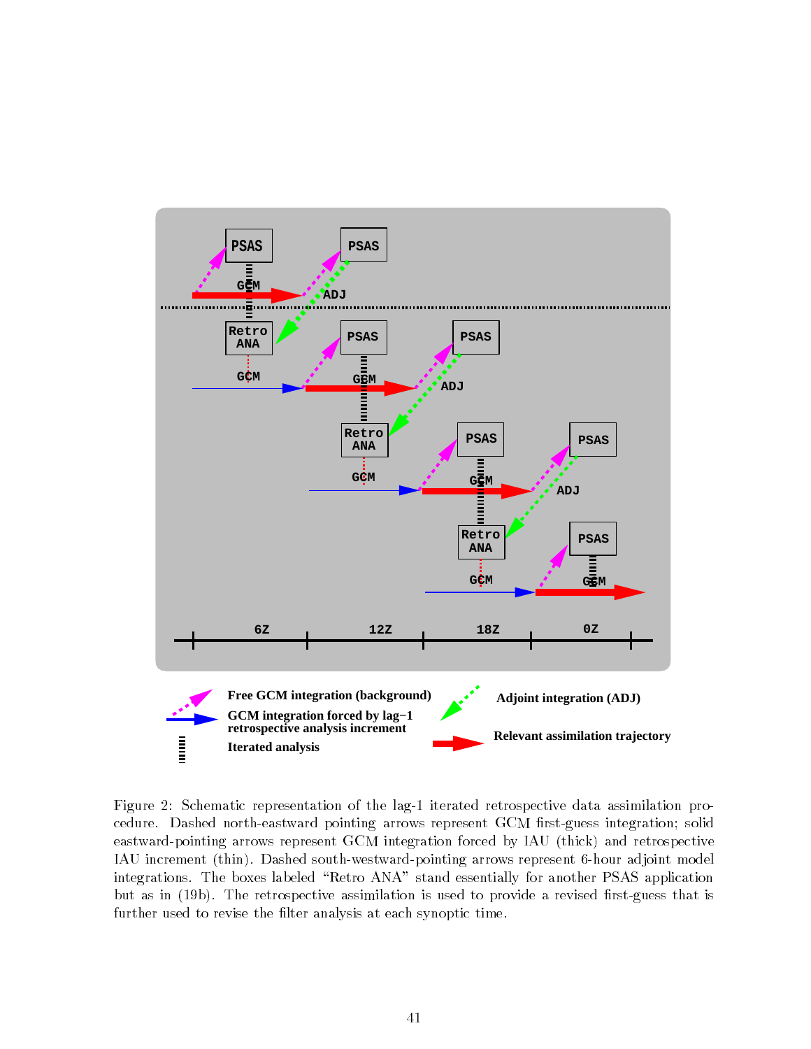Figure 2: Schematic representation of the lag-1 iterated retrospective data assimilation procedure. Dashed north-eastward pointing arrows represent GCM first-guess integration; solid eastward-pointing arrows represent GCM integration forced by IAU (thick) and retrospective IAU increment (thin). Dashed south-westward-pointing arrows represent 6-hour adjoint model integrations. The boxes labeled "Retro ANA" stand essentially for another PSAS application but as in (19b). The retrospective assimilation is used to provide a revised first-guess that is further used to revise the filter analysis at each synoptic time.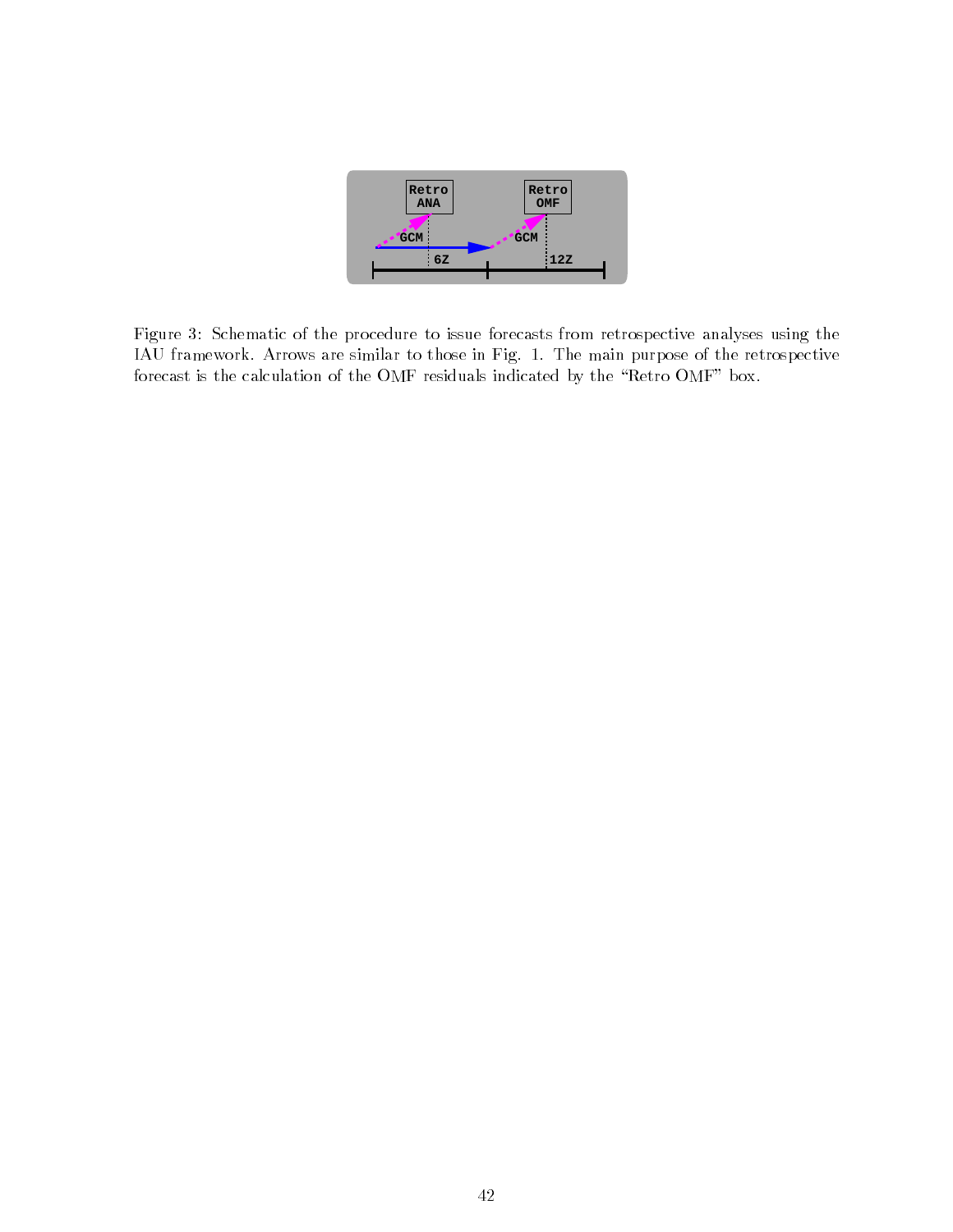Figure 3: Schematic of the procedure to issue forecasts from retrospective analyses using the IAU framework. Arrows are similar to those in Fig. 1. The main purpose of the retrospective forecast is the calculation of the OMF residuals indicated by the "Retro OMF" box.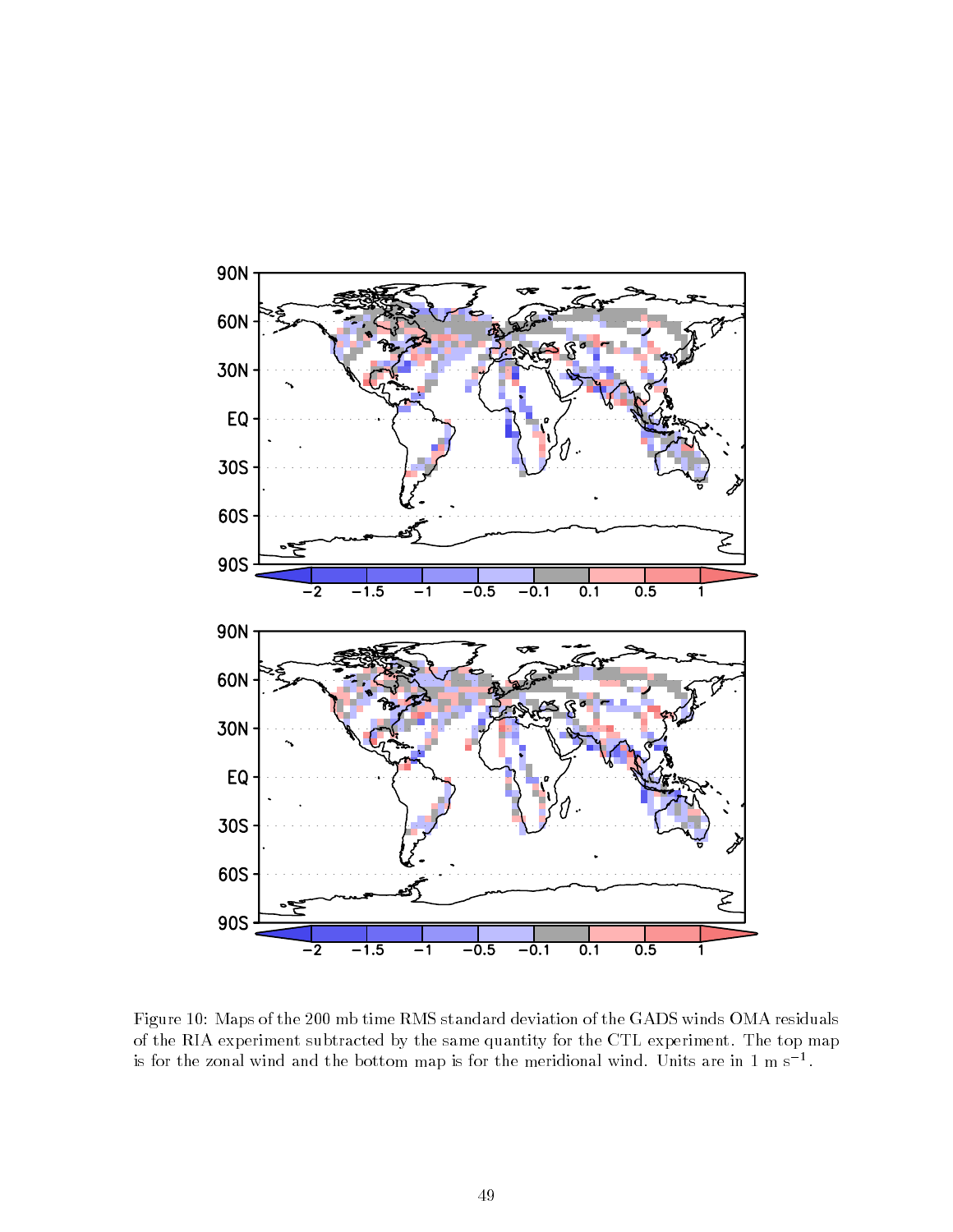Figure 10: Maps of the 200 mb time RMS standard deviation of the GADS winds OMA residuals of the RIA experiment subtracted by the same quantity for the CTL experiment. The top map is for the zonal wind and the bottom map is for the meridional wind. Units are in 1 m s$^{-1}$.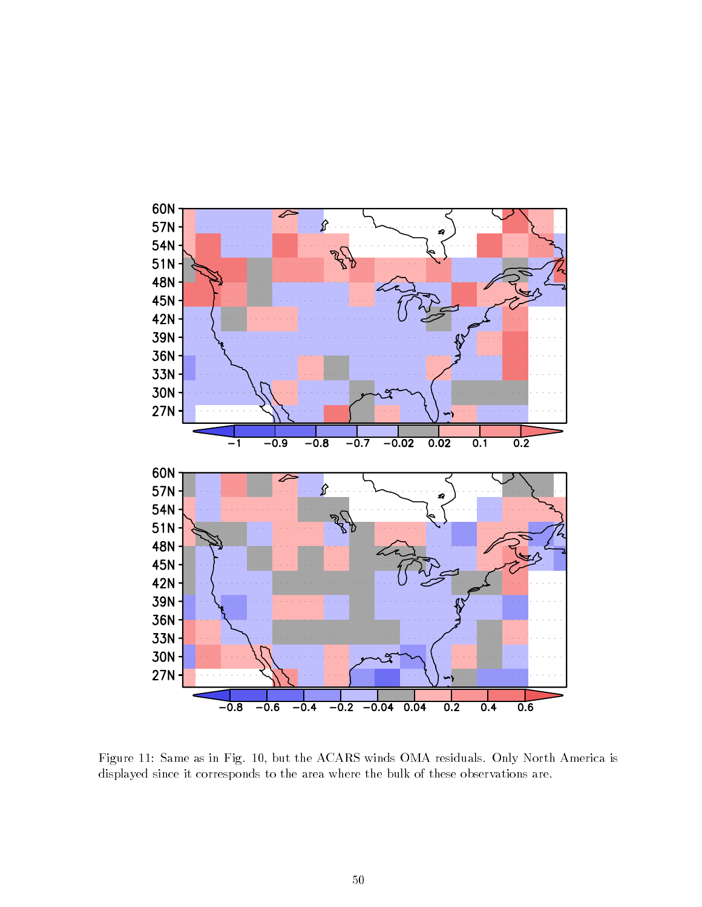60N
57N
54N
51N
48N
45N
42N
39N
36N
33N
30N
27N

−1 −0.9 −0.8 −0.7 −0.02 0.02 0.1 0.2

60N
57N
54N
51N
48N
45N
42N
39N
36N
33N
30N
27N

−0.8 −0.6 −0.4 −0.2 −0.04 0.04 0.2 0.4 0.6

Figure 11: Same as in Fig. 10, but the ACARS winds OMA residuals. Only North America is displayed since it corresponds to the area where the bulk of these observations are.